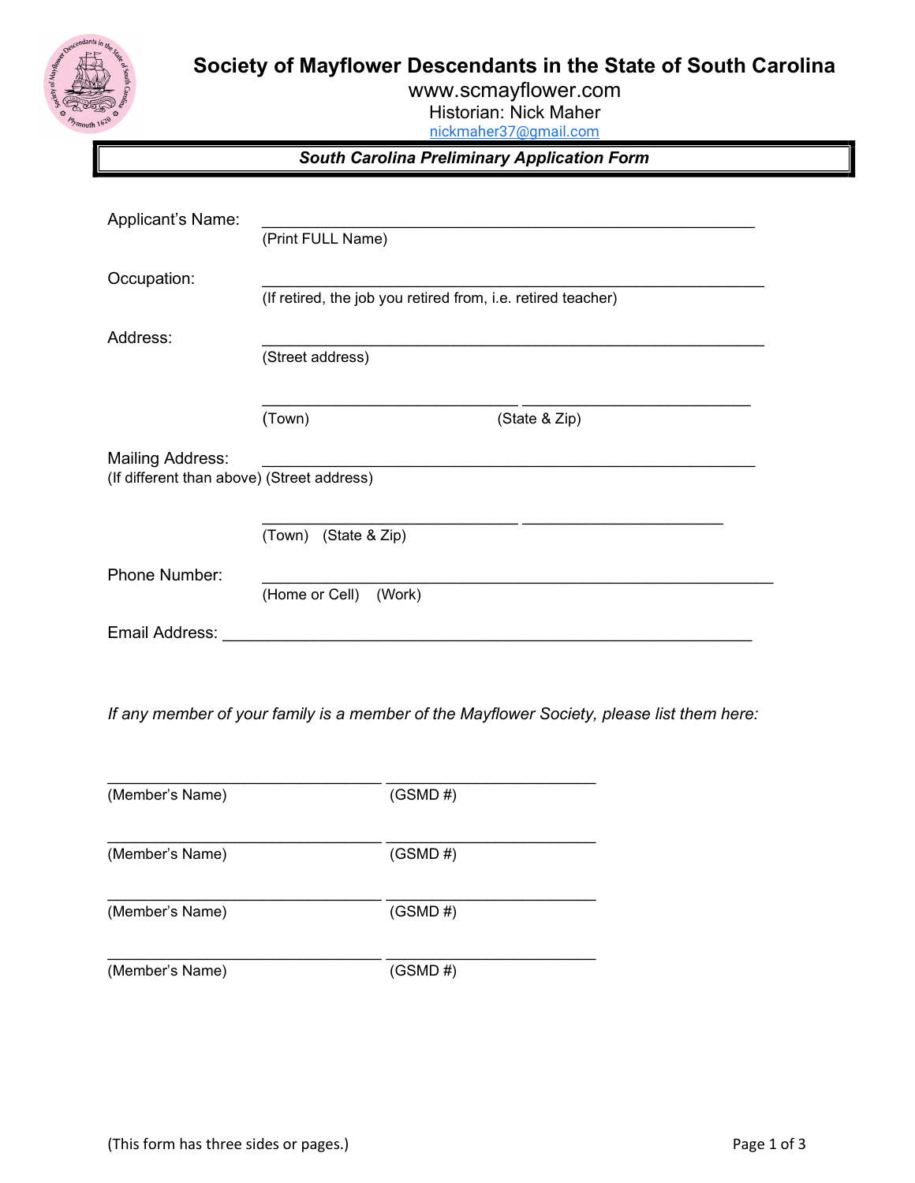# Society of Mayflower Descendants in the State of South Carolina

www.scmayflower.com

Historian: Nick Maher

nickmaher37@gmail.com

## *South Carolina Preliminary Application Form*

Applicant's Name: ______________________________________________
(Print FULL Name)

Occupation: ______________________________________________
(If retired, the job you retired from, i.e. retired teacher)

Address: ______________________________________________
(Street address)

______________________ ______________________
(Town) (State & Zip)

Mailing Address: ______________________________________________
(If different than above) (Street address)

______________________ ______________________
(Town) (State & Zip)

Phone Number: ______________________________________________
(Home or Cell) (Work)

Email Address: ______________________________________________

*If any member of your family is a member of the Mayflower Society, please list them here:*

______________________ ______________________
(Member's Name) (GSMD #)

______________________ ______________________
(Member's Name) (GSMD #)

______________________ ______________________
(Member's Name) (GSMD #)

______________________ ______________________
(Member's Name) (GSMD #)

(This form has three sides or pages.)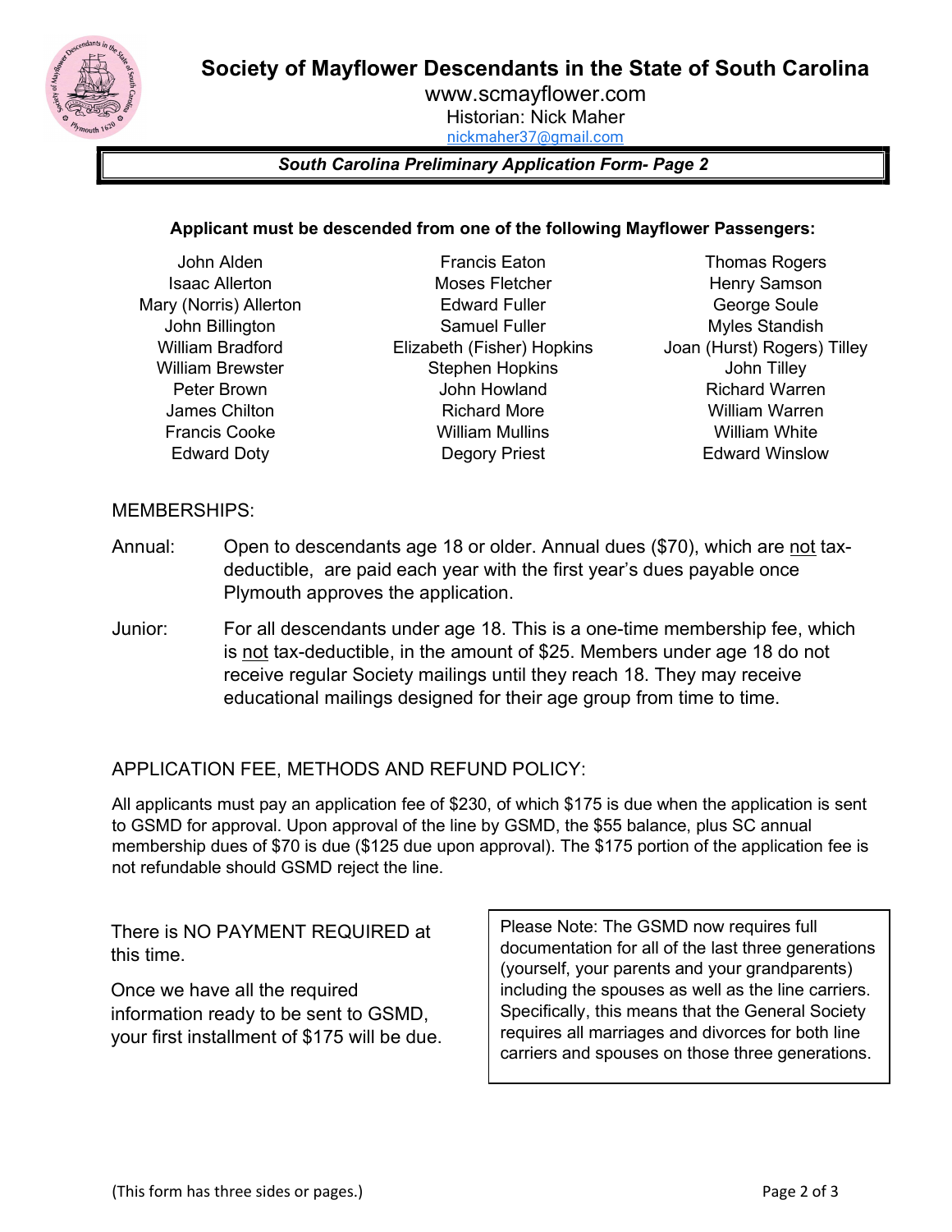# Society of Mayflower Descendants in the State of South Carolina

www.scmayflower.com
Historian: Nick Maher
nickmaher37@gmail.com

**_South Carolina Preliminary Application Form- Page 2_**

**Applicant must be descended from one of the following Mayflower Passengers:**

| | | |
|---|---|---|
| John Alden | Francis Eaton | Thomas Rogers |
| Isaac Allerton | Moses Fletcher | Henry Samson |
| Mary (Norris) Allerton | Edward Fuller | George Soule |
| John Billington | Samuel Fuller | Myles Standish |
| William Bradford | Elizabeth (Fisher) Hopkins | Joan (Hurst) Rogers) Tilley |
| William Brewster | Stephen Hopkins | John Tilley |
| Peter Brown | John Howland | Richard Warren |
| James Chilton | Richard More | William Warren |
| Francis Cooke | William Mullins | William White |
| Edward Doty | Degory Priest | Edward Winslow |

MEMBERSHIPS:

Annual: Open to descendants age 18 or older. Annual dues ($70), which are not tax-deductible, are paid each year with the first year's dues payable once Plymouth approves the application.

Junior: For all descendants under age 18. This is a one-time membership fee, which is not tax-deductible, in the amount of $25. Members under age 18 do not receive regular Society mailings until they reach 18. They may receive educational mailings designed for their age group from time to time.

APPLICATION FEE, METHODS AND REFUND POLICY:

All applicants must pay an application fee of $230, of which $175 is due when the application is sent to GSMD for approval. Upon approval of the line by GSMD, the $55 balance, plus SC annual membership dues of $70 is due ($125 due upon approval). The $175 portion of the application fee is not refundable should GSMD reject the line.

There is NO PAYMENT REQUIRED at this time.

Once we have all the required information ready to be sent to GSMD, your first installment of $175 will be due.

Please Note: The GSMD now requires full documentation for all of the last three generations (yourself, your parents and your grandparents) including the spouses as well as the line carriers. Specifically, this means that the General Society requires all marriages and divorces for both line carriers and spouses on those three generations.

(This form has three sides or pages.)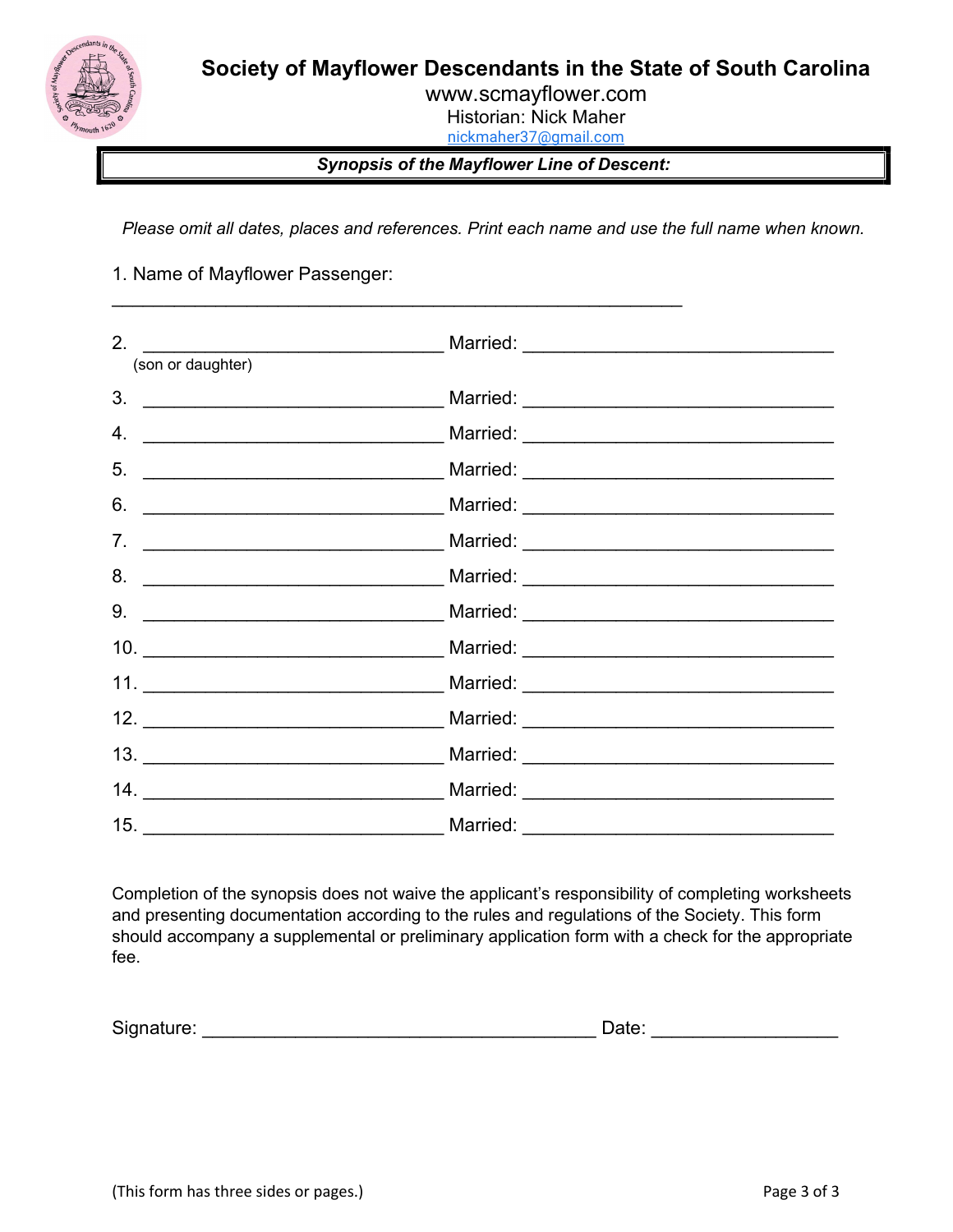# Society of Mayflower Descendants in the State of South Carolina

www.scmayflower.com
Historian: Nick Maher
nickmaher37@gmail.com

## *Synopsis of the Mayflower Line of Descent:*

*Please omit all dates, places and references. Print each name and use the full name when known.*

1. Name of Mayflower Passenger:

_______________________________________________________

2. ______________________________ Married: ________________________________
(son or daughter)

3. ______________________________ Married: ________________________________

4. ______________________________ Married: ________________________________

5. ______________________________ Married: ________________________________

6. ______________________________ Married: ________________________________

7. ______________________________ Married: ________________________________

8. ______________________________ Married: ________________________________

9. ______________________________ Married: ________________________________

10. ______________________________ Married: ________________________________

11. ______________________________ Married: ________________________________

12. ______________________________ Married: ________________________________

13. ______________________________ Married: ________________________________

14. ______________________________ Married: ________________________________

15. ______________________________ Married: ________________________________

Completion of the synopsis does not waive the applicant's responsibility of completing worksheets and presenting documentation according to the rules and regulations of the Society. This form should accompany a supplemental or preliminary application form with a check for the appropriate fee.

Signature: ________________________________________ Date: __________________

(This form has three sides or pages.)